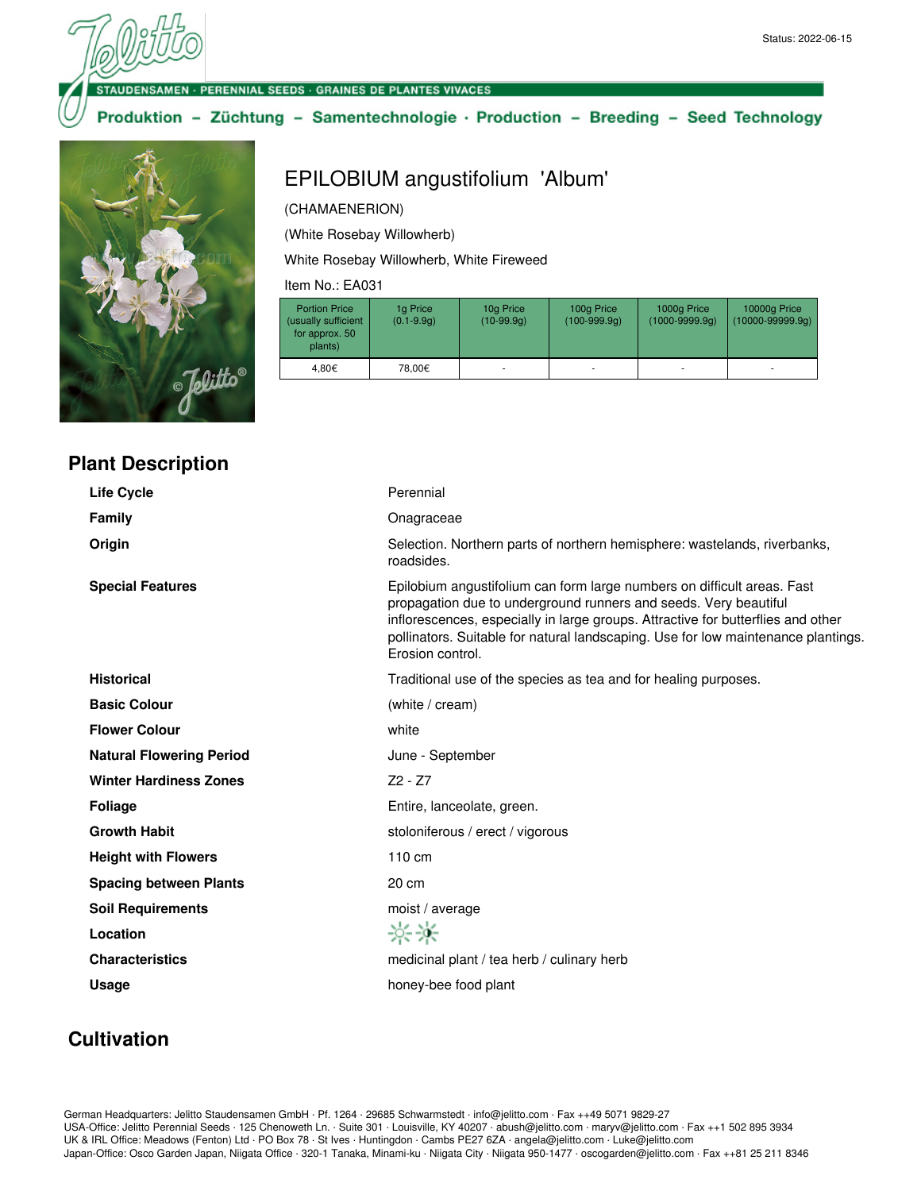Status: 2022-06-15

STAUDENSAMEN · PERENNIAL SEEDS · GRAINES DE PLANTES VIVACES

**Produktion – Züchtung – Samentechnologie · Production – Breeding – Seed Technology**

# EPILOBIUM angustifolium 'Album'

(CHAMAENERION)

(White Rosebay Willowherb)

White Rosebay Willowherb, White Fireweed

Item No.: EA031

| Portion Price (usually sufficient for approx. 50 plants) | 1g Price (0.1-9.9g) | 10g Price (10-99.9g) | 100g Price (100-999.9g) | 1000g Price (1000-9999.9g) | 10000g Price (10000-99999.9g) |
|---|---|---|---|---|---|
| 4,80€ | 78,00€ | - | - | - | - |

## Plant Description

| | |
|---|---|
| **Life Cycle** | Perennial |
| **Family** | Onagraceae |
| **Origin** | Selection. Northern parts of northern hemisphere: wastelands, riverbanks, roadsides. |
| **Special Features** | Epilobium angustifolium can form large numbers on difficult areas. Fast propagation due to underground runners and seeds. Very beautiful inflorescences, especially in large groups. Attractive for butterflies and other pollinators. Suitable for natural landscaping. Use for low maintenance plantings. Erosion control. |
| **Historical** | Traditional use of the species as tea and for healing purposes. |
| **Basic Colour** | (white / cream) |
| **Flower Colour** | white |
| **Natural Flowering Period** | June - September |
| **Winter Hardiness Zones** | Z2 - Z7 |
| **Foliage** | Entire, lanceolate, green. |
| **Growth Habit** | stoloniferous / erect / vigorous |
| **Height with Flowers** | 110 cm |
| **Spacing between Plants** | 20 cm |
| **Soil Requirements** | moist / average |
| **Location** | ☼ ◐ |
| **Characteristics** | medicinal plant / tea herb / culinary herb |
| **Usage** | honey-bee food plant |

## Cultivation

German Headquarters: Jelitto Staudensamen GmbH · Pf. 1264 · 29685 Schwarmstedt · info@jelitto.com · Fax ++49 5071 9829-27
USA-Office: Jelitto Perennial Seeds · 125 Chenoweth Ln. · Suite 301 · Louisville, KY 40207 · abush@jelitto.com · maryv@jelitto.com · Fax ++1 502 895 3934
UK & IRL Office: Meadows (Fenton) Ltd · PO Box 78 · St Ives · Huntingdon · Cambs PE27 6ZA · angela@jelitto.com · Luke@jelitto.com
Japan-Office: Osco Garden Japan, Niigata Office · 320-1 Tanaka, Minami-ku · Niigata City · Niigata 950-1477 · oscogarden@jelitto.com · Fax ++81 25 211 8346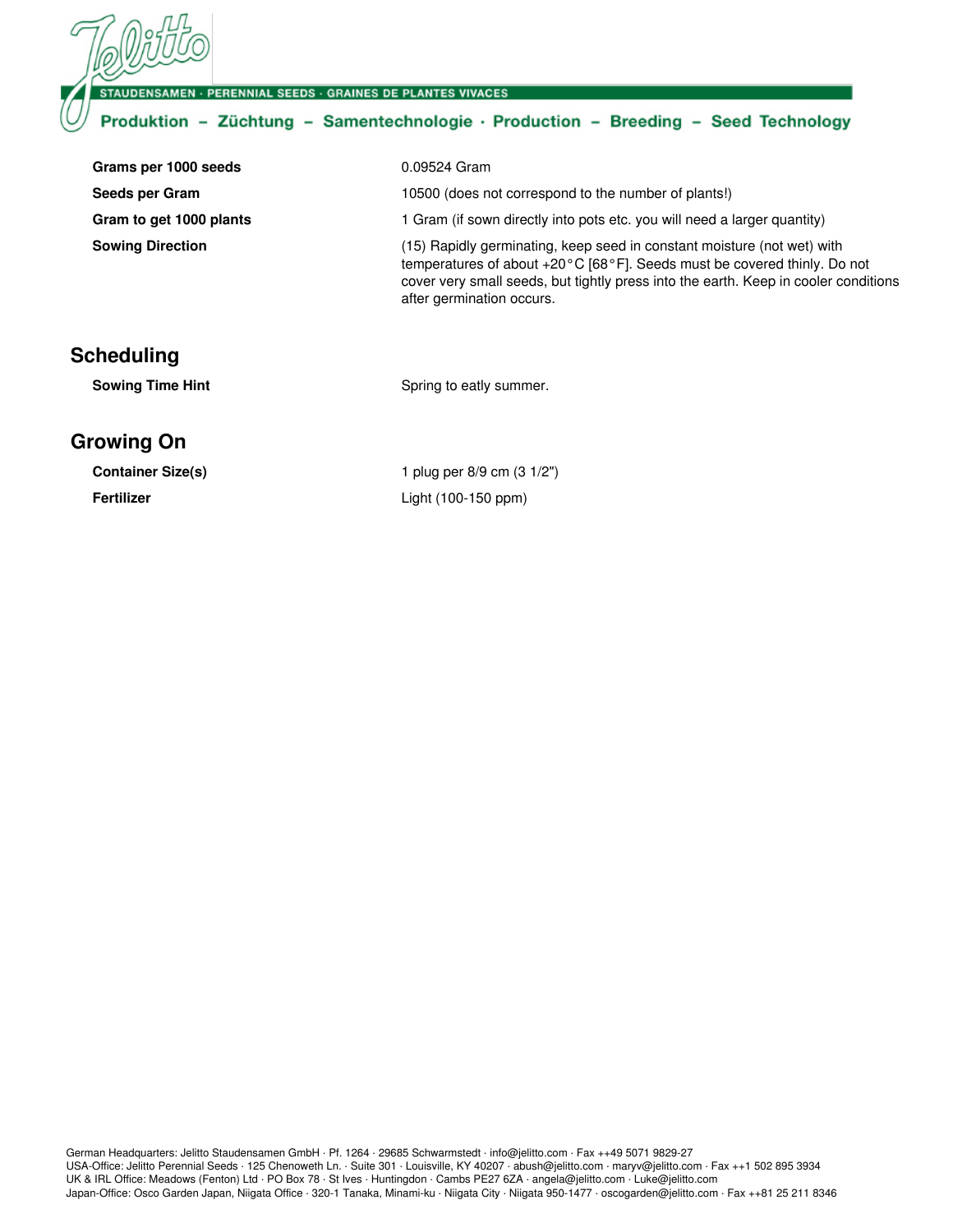| | |
|---|---|
| **Grams per 1000 seeds** | 0.09524 Gram |
| **Seeds per Gram** | 10500 (does not correspond to the number of plants!) |
| **Gram to get 1000 plants** | 1 Gram (if sown directly into pots etc. you will need a larger quantity) |
| **Sowing Direction** | (15) Rapidly germinating, keep seed in constant moisture (not wet) with temperatures of about +20°C [68°F]. Seeds must be covered thinly. Do not cover very small seeds, but tightly press into the earth. Keep in cooler conditions after germination occurs. |

## Scheduling

| | |
|---|---|
| **Sowing Time Hint** | Spring to eatly summer. |

## Growing On

| | |
|---|---|
| **Container Size(s)** | 1 plug per 8/9 cm (3 1/2") |
| **Fertilizer** | Light (100-150 ppm) |